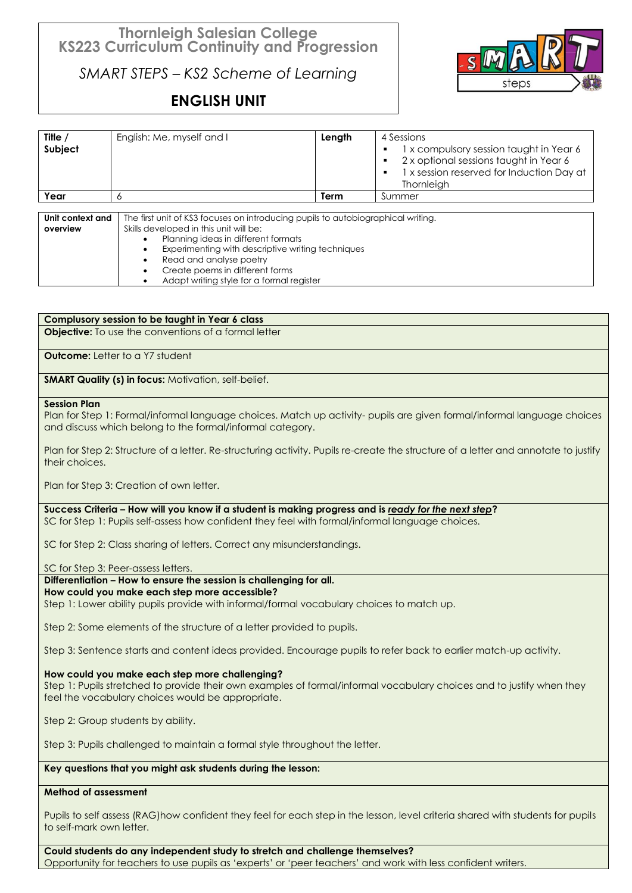# Thornleigh Salesian College
## KS223 Curriculum Continuity and Progression

*SMART STEPS – KS2 Scheme of Learning*

## ENGLISH UNIT

| Title / Subject | English: Me, myself and I | Length | 4 Sessions<br>▪ 1 x compulsory session taught in Year 6<br>▪ 2 x optional sessions taught in Year 6<br>▪ 1 x session reserved for Induction Day at Thornleigh |
|---|---|---|---|
| Year | 6 | Term | Summer |

| Unit context and overview | The first unit of KS3 focuses on introducing pupils to autobiographical writing.<br>Skills developed in this unit will be:<br>• Planning ideas in different formats<br>• Experimenting with descriptive writing techniques<br>• Read and analyse poetry<br>• Create poems in different forms<br>• Adapt writing style for a formal register |
|---|---|

**Complusory session to be taught in Year 6 class**

**Objective:** To use the conventions of a formal letter

**Outcome:** Letter to a Y7 student

**SMART Quality (s) in focus:** Motivation, self-belief.

**Session Plan**

Plan for Step 1: Formal/informal language choices. Match up activity- pupils are given formal/informal language choices and discuss which belong to the formal/informal category.

Plan for Step 2: Structure of a letter. Re-structuring activity. Pupils re-create the structure of a letter and annotate to justify their choices.

Plan for Step 3: Creation of own letter.

**Success Criteria – How will you know if a student is making progress and is *ready for the next step*?**

SC for Step 1: Pupils self-assess how confident they feel with formal/informal language choices.

SC for Step 2: Class sharing of letters. Correct any misunderstandings.

SC for Step 3: Peer-assess letters.

**Differentiation – How to ensure the session is challenging for all.**

**How could you make each step more accessible?**

Step 1: Lower ability pupils provide with informal/formal vocabulary choices to match up.

Step 2: Some elements of the structure of a letter provided to pupils.

Step 3: Sentence starts and content ideas provided. Encourage pupils to refer back to earlier match-up activity.

**How could you make each step more challenging?**

Step 1: Pupils stretched to provide their own examples of formal/informal vocabulary choices and to justify when they feel the vocabulary choices would be appropriate.

Step 2: Group students by ability.

Step 3: Pupils challenged to maintain a formal style throughout the letter.

**Key questions that you might ask students during the lesson:**

**Method of assessment**

Pupils to self assess (RAG)how confident they feel for each step in the lesson, level criteria shared with students for pupils to self-mark own letter.

**Could students do any independent study to stretch and challenge themselves?**

Opportunity for teachers to use pupils as 'experts' or 'peer teachers' and work with less confident writers.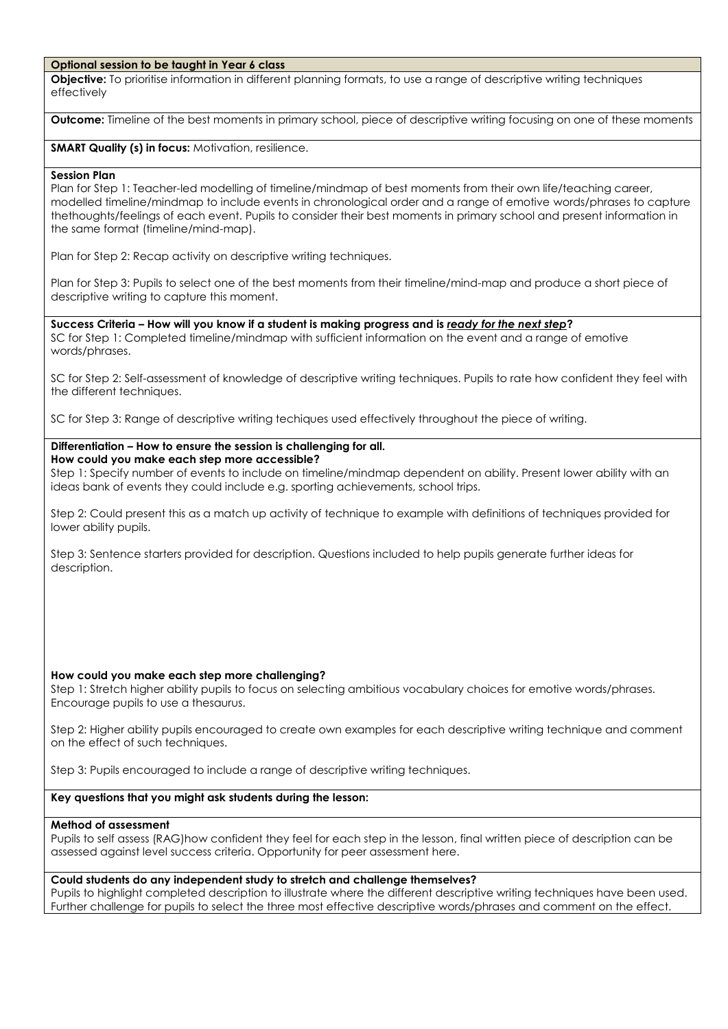**Optional session to be taught in Year 6 class**

**Objective:** To prioritise information in different planning formats, to use a range of descriptive writing techniques effectively

**Outcome:** Timeline of the best moments in primary school, piece of descriptive writing focusing on one of these moments

**SMART Quality (s) in focus:** Motivation, resilience.

**Session Plan**

Plan for Step 1: Teacher-led modelling of timeline/mindmap of best moments from their own life/teaching career, modelled timeline/mindmap to include events in chronological order and a range of emotive words/phrases to capture thethoughts/feelings of each event. Pupils to consider their best moments in primary school and present information in the same format (timeline/mind-map).

Plan for Step 2: Recap activity on descriptive writing techniques.

Plan for Step 3: Pupils to select one of the best moments from their timeline/mind-map and produce a short piece of descriptive writing to capture this moment.

**Success Criteria – How will you know if a student is making progress and is *ready for the next step*?**

SC for Step 1: Completed timeline/mindmap with sufficient information on the event and a range of emotive words/phrases.

SC for Step 2: Self-assessment of knowledge of descriptive writing techniques. Pupils to rate how confident they feel with the different techniques.

SC for Step 3: Range of descriptive writing techiques used effectively throughout the piece of writing.

**Differentiation – How to ensure the session is challenging for all.**
**How could you make each step more accessible?**

Step 1: Specify number of events to include on timeline/mindmap dependent on ability. Present lower ability with an ideas bank of events they could include e.g. sporting achievements, school trips.

Step 2: Could present this as a match up activity of technique to example with definitions of techniques provided for lower ability pupils.

Step 3: Sentence starters provided for description. Questions included to help pupils generate further ideas for description.

**How could you make each step more challenging?**

Step 1: Stretch higher ability pupils to focus on selecting ambitious vocabulary choices for emotive words/phrases. Encourage pupils to use a thesaurus.

Step 2: Higher ability pupils encouraged to create own examples for each descriptive writing technique and comment on the effect of such techniques.

Step 3: Pupils encouraged to include a range of descriptive writing techniques.

**Key questions that you might ask students during the lesson:**

**Method of assessment**

Pupils to self assess (RAG)how confident they feel for each step in the lesson, final written piece of description can be assessed against level success criteria. Opportunity for peer assessment here.

**Could students do any independent study to stretch and challenge themselves?**

Pupils to highlight completed description to illustrate where the different descriptive writing techniques have been used. Further challenge for pupils to select the three most effective descriptive words/phrases and comment on the effect.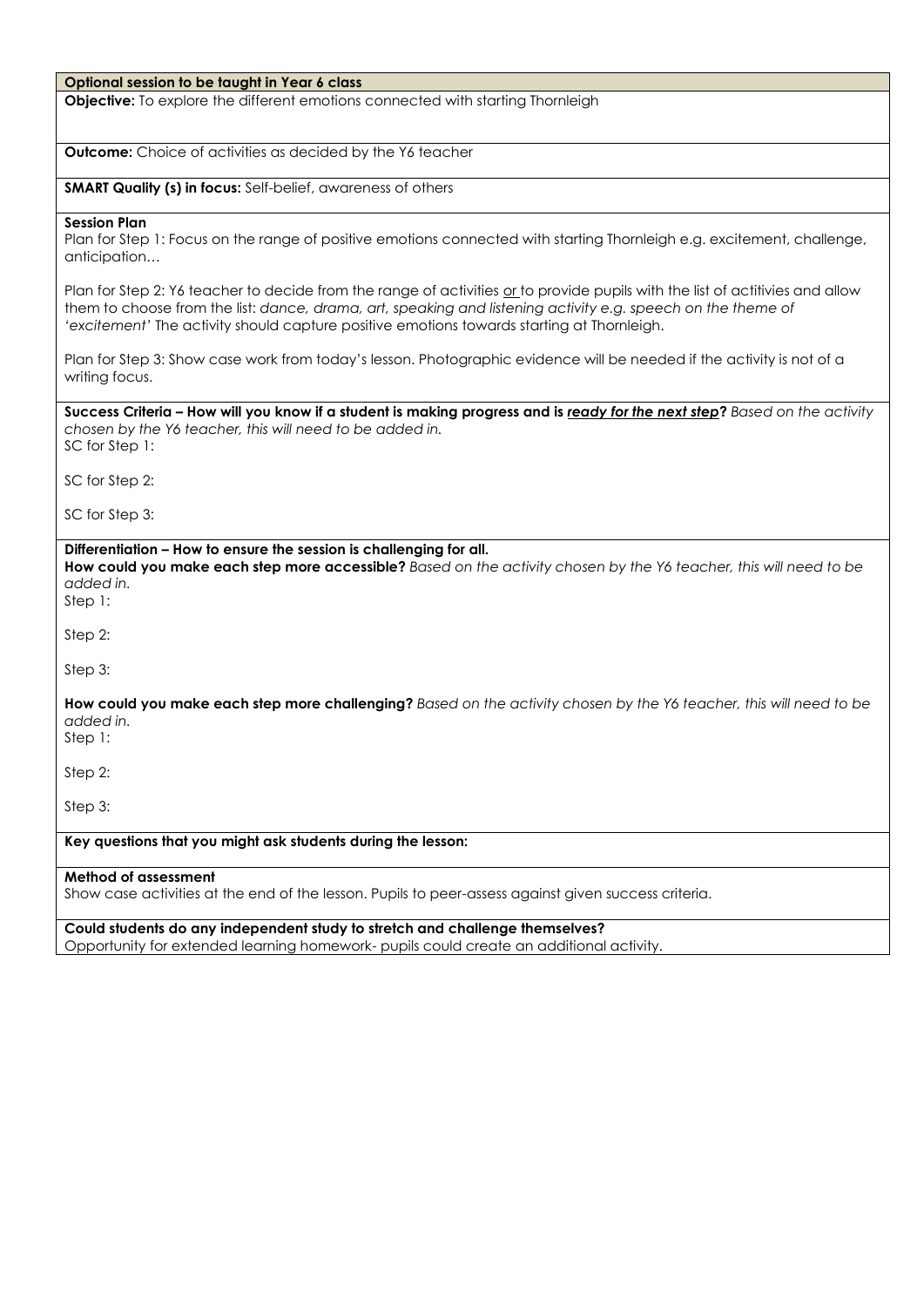**Optional session to be taught in Year 6 class**

**Objective:** To explore the different emotions connected with starting Thornleigh

**Outcome:** Choice of activities as decided by the Y6 teacher

**SMART Quality (s) in focus:** Self-belief, awareness of others

**Session Plan**

Plan for Step 1: Focus on the range of positive emotions connected with starting Thornleigh e.g. excitement, challenge, anticipation…

Plan for Step 2: Y6 teacher to decide from the range of activities or to provide pupils with the list of actitivies and allow them to choose from the list: *dance, drama, art, speaking and listening activity e.g. speech on the theme of 'excitement'* The activity should capture positive emotions towards starting at Thornleigh.

Plan for Step 3: Show case work from today's lesson. Photographic evidence will be needed if the activity is not of a writing focus.

**Success Criteria – How will you know if a student is making progress and is *ready for the next step*?** *Based on the activity chosen by the Y6 teacher, this will need to be added in.*

SC for Step 1:

SC for Step 2:

SC for Step 3:

**Differentiation – How to ensure the session is challenging for all.**

**How could you make each step more accessible?** *Based on the activity chosen by the Y6 teacher, this will need to be added in.*

Step 1:

Step 2:

Step 3:

**How could you make each step more challenging?** *Based on the activity chosen by the Y6 teacher, this will need to be added in.*

Step 1:

Step 2:

Step 3:

**Key questions that you might ask students during the lesson:**

**Method of assessment**

Show case activities at the end of the lesson. Pupils to peer-assess against given success criteria.

**Could students do any independent study to stretch and challenge themselves?**

Opportunity for extended learning homework- pupils could create an additional activity.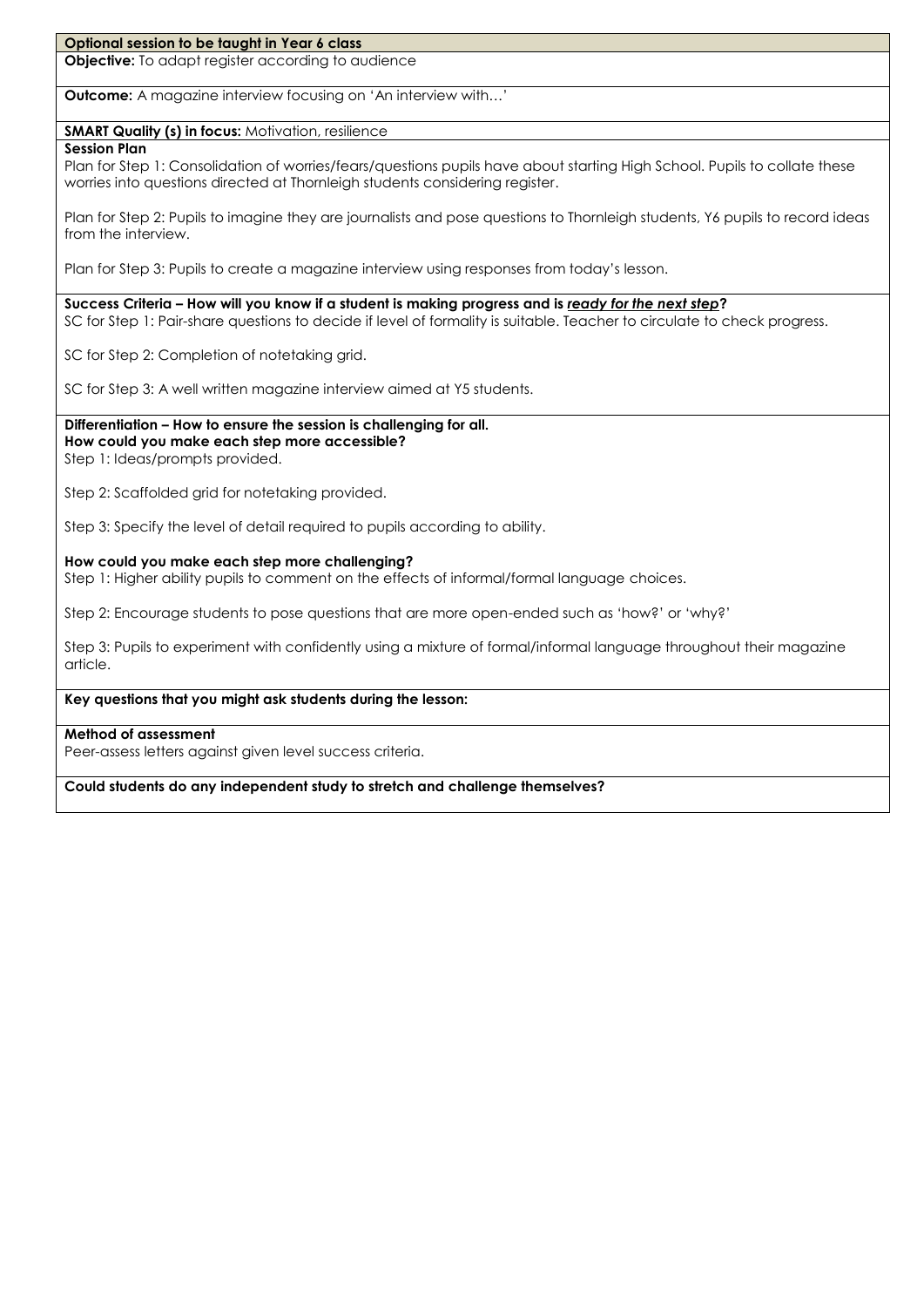**Optional session to be taught in Year 6 class**

**Objective:** To adapt register according to audience

**Outcome:** A magazine interview focusing on 'An interview with…'

**SMART Quality (s) in focus:** Motivation, resilience

**Session Plan**

Plan for Step 1: Consolidation of worries/fears/questions pupils have about starting High School. Pupils to collate these worries into questions directed at Thornleigh students considering register.

Plan for Step 2: Pupils to imagine they are journalists and pose questions to Thornleigh students, Y6 pupils to record ideas from the interview.

Plan for Step 3: Pupils to create a magazine interview using responses from today's lesson.

**Success Criteria – How will you know if a student is making progress and is *ready for the next step*?**

SC for Step 1: Pair-share questions to decide if level of formality is suitable. Teacher to circulate to check progress.

SC for Step 2: Completion of notetaking grid.

SC for Step 3: A well written magazine interview aimed at Y5 students.

**Differentiation – How to ensure the session is challenging for all.**

**How could you make each step more accessible?**

Step 1: Ideas/prompts provided.

Step 2: Scaffolded grid for notetaking provided.

Step 3: Specify the level of detail required to pupils according to ability.

**How could you make each step more challenging?**

Step 1: Higher ability pupils to comment on the effects of informal/formal language choices.

Step 2: Encourage students to pose questions that are more open-ended such as 'how?' or 'why?'

Step 3: Pupils to experiment with confidently using a mixture of formal/informal language throughout their magazine article.

**Key questions that you might ask students during the lesson:**

**Method of assessment**

Peer-assess letters against given level success criteria.

**Could students do any independent study to stretch and challenge themselves?**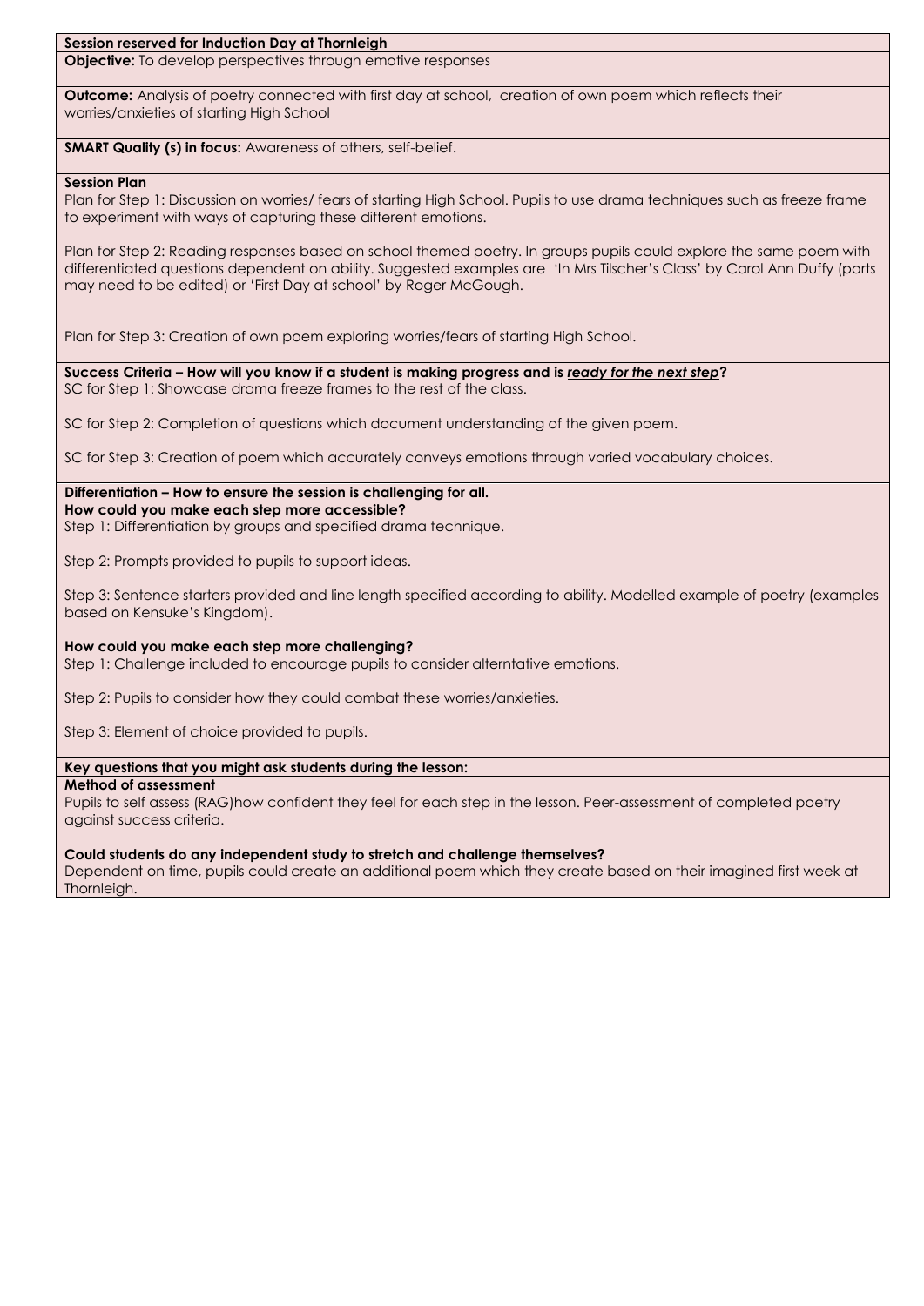**Session reserved for Induction Day at Thornleigh**

**Objective:** To develop perspectives through emotive responses

**Outcome:** Analysis of poetry connected with first day at school, creation of own poem which reflects their worries/anxieties of starting High School

**SMART Quality (s) in focus:** Awareness of others, self-belief.

**Session Plan**

Plan for Step 1: Discussion on worries/ fears of starting High School. Pupils to use drama techniques such as freeze frame to experiment with ways of capturing these different emotions.

Plan for Step 2: Reading responses based on school themed poetry. In groups pupils could explore the same poem with differentiated questions dependent on ability. Suggested examples are 'In Mrs Tilscher's Class' by Carol Ann Duffy (parts may need to be edited) or 'First Day at school' by Roger McGough.

Plan for Step 3: Creation of own poem exploring worries/fears of starting High School.

**Success Criteria – How will you know if a student is making progress and is *ready for the next step*?**

SC for Step 1: Showcase drama freeze frames to the rest of the class.

SC for Step 2: Completion of questions which document understanding of the given poem.

SC for Step 3: Creation of poem which accurately conveys emotions through varied vocabulary choices.

**Differentiation – How to ensure the session is challenging for all.**

**How could you make each step more accessible?**

Step 1: Differentiation by groups and specified drama technique.

Step 2: Prompts provided to pupils to support ideas.

Step 3: Sentence starters provided and line length specified according to ability. Modelled example of poetry (examples based on Kensuke's Kingdom).

**How could you make each step more challenging?**

Step 1: Challenge included to encourage pupils to consider alterntative emotions.

Step 2: Pupils to consider how they could combat these worries/anxieties.

Step 3: Element of choice provided to pupils.

**Key questions that you might ask students during the lesson:**

**Method of assessment**

Pupils to self assess (RAG)how confident they feel for each step in the lesson. Peer-assessment of completed poetry against success criteria.

**Could students do any independent study to stretch and challenge themselves?**

Dependent on time, pupils could create an additional poem which they create based on their imagined first week at Thornleigh.